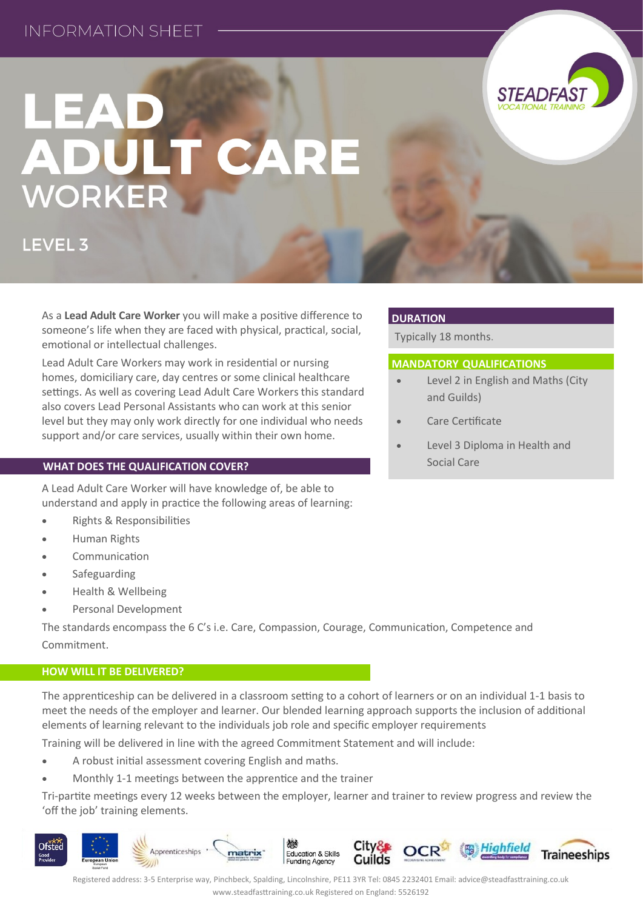INFORMATION SHEET

# LEAD ADULT CARE WORKER

## LEVEL 3

As a **Lead Adult Care Worker** you will make a positive difference to someone's life when they are faced with physical, practical, social, emotional or intellectual challenges.

Lead Adult Care Workers may work in residential or nursing homes, domiciliary care, day centres or some clinical healthcare settings. As well as covering Lead Adult Care Workers this standard also covers Lead Personal Assistants who can work at this senior level but they may only work directly for one individual who needs support and/or care services, usually within their own home.

### DURATION

Typically 18 months.

### MANDATORY QUALIFICATIONS

- Level 2 in English and Maths (City and Guilds)
- Care Certificate
- Level 3 Diploma in Health and Social Care

### WHAT DOES THE QUALIFICATION COVER?

A Lead Adult Care Worker will have knowledge of, be able to understand and apply in practice the following areas of learning:

- Rights & Responsibilities
- Human Rights
- Communication
- Safeguarding
- Health & Wellbeing
- Personal Development

The standards encompass the 6 C's i.e. Care, Compassion, Courage, Communication, Competence and Commitment.

### HOW WILL IT BE DELIVERED?

The apprenticeship can be delivered in a classroom setting to a cohort of learners or on an individual 1-1 basis to meet the needs of the employer and learner. Our blended learning approach supports the inclusion of additional elements of learning relevant to the individuals job role and specific employer requirements

Training will be delivered in line with the agreed Commitment Statement and will include:

- A robust initial assessment covering English and maths.
- Monthly 1-1 meetings between the apprentice and the trainer

Tri-partite meetings every 12 weeks between the employer, learner and trainer to review progress and review the 'off the job' training elements.

Registered address: 3-5 Enterprise way, Pinchbeck, Spalding, Lincolnshire, PE11 3YR Tel: 0845 2232401 Email: advice@steadfasttraining.co.uk www.steadfasttraining.co.uk Registered on England: 5526192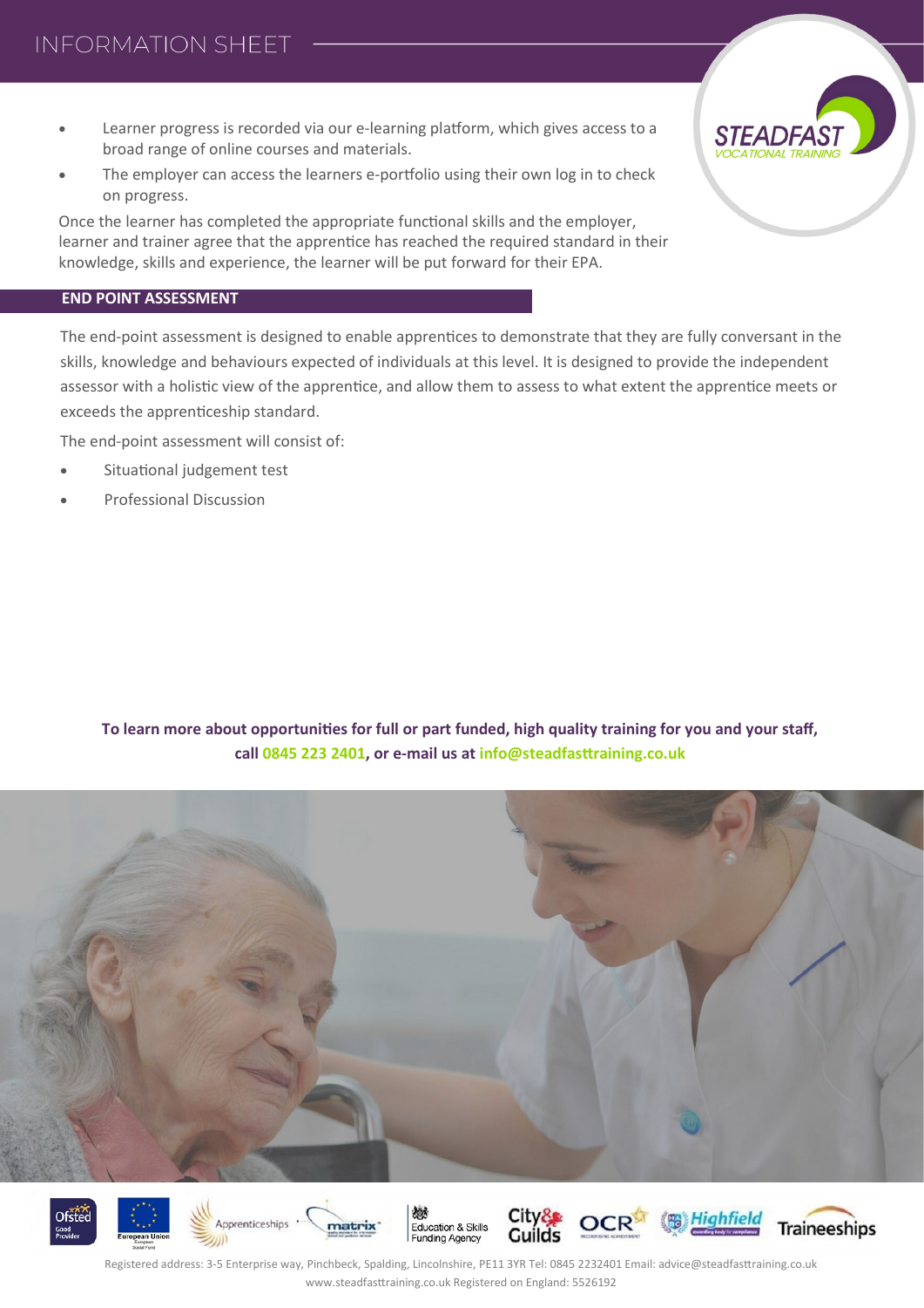- Learner progress is recorded via our e-learning platform, which gives access to a broad range of online courses and materials.
- The employer can access the learners e-portfolio using their own log in to check on progress.

Once the learner has completed the appropriate functional skills and the employer, learner and trainer agree that the apprentice has reached the required standard in their knowledge, skills and experience, the learner will be put forward for their EPA.

## END POINT ASSESSMENT

The end-point assessment is designed to enable apprentices to demonstrate that they are fully conversant in the skills, knowledge and behaviours expected of individuals at this level. It is designed to provide the independent assessor with a holistic view of the apprentice, and allow them to assess to what extent the apprentice meets or exceeds the apprenticeship standard.

The end-point assessment will consist of:

- Situational judgement test
- Professional Discussion

**To learn more about opportunities for full or part funded, high quality training for you and your staff, call 0845 223 2401, or e-mail us at info@steadfasttraining.co.uk**

Registered address: 3-5 Enterprise way, Pinchbeck, Spalding, Lincolnshire, PE11 3YR Tel: 0845 2232401 Email: advice@steadfasttraining.co.uk www.steadfasttraining.co.uk Registered on England: 5526192